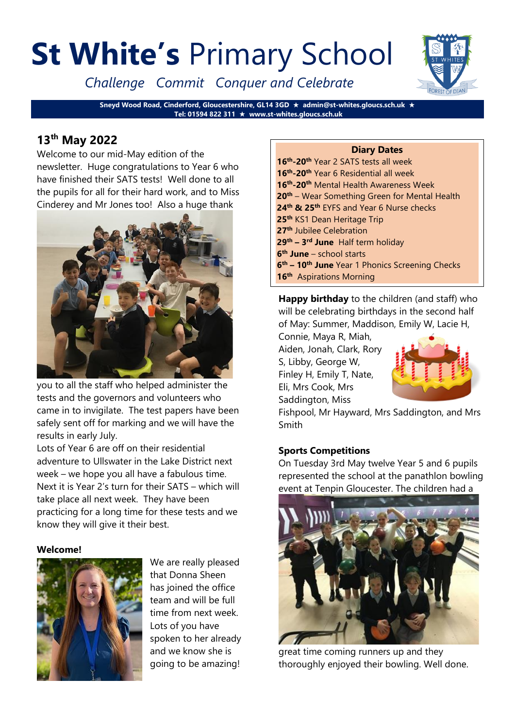# **St White's** Primary School

*Challenge Commit Conquer and Celebrate*

**Sneyd Wood Road, Cinderford, Gloucestershire, GL14 3GD ★ admin@st-whites.gloucs.sch.uk ★ Tel: 01594 822 311 ★ www.st-whites.gloucs.sch.uk**

## 13th May 2022

Welcome to our mid-May edition of the newsletter. Huge congratulations to Year 6 who have finished their SATS tests! Well done to all the pupils for all for their hard work, and to Miss Cinderey and Mr Jones too! Also a huge thank you to all the staff who helped administer the tests and the governors and volunteers who came in to invigilate. The test papers have been safely sent off for marking and we will have the results in early July.

Lots of Year 6 are off on their residential adventure to Ullswater in the Lake District next week – we hope you all have a fabulous time.

Next it is Year 2's turn for their SATS – which will take place all next week. They have been practicing for a long time for these tests and we know they will give it their best.

**Welcome!**

We are really pleased that Donna Sheen has joined the office team and will be full time from next week. Lots of you have spoken to her already and we know she is going to be amazing!

**Diary Dates**

- **16th-20th** Year 2 SATS tests all week
- **16th-20th** Year 6 Residential all week
- **16th-20th** Mental Health Awareness Week
- **20th** – Wear Something Green for Mental Health
- **24th & 25th** EYFS and Year 6 Nurse checks
- **25th** KS1 Dean Heritage Trip
- **27th** Jubilee Celebration
- **29th – 3rd June** Half term holiday
- **6th June** – school starts
- **6th – 10th June** Year 1 Phonics Screening Checks
- **16th** Aspirations Morning

**Happy birthday** to the children (and staff) who will be celebrating birthdays in the second half of May: Summer, Maddison, Emily W, Lacie H, Connie, Maya R, Miah, Aiden, Jonah, Clark, Rory S, Libby, George W, Finley H, Emily T, Nate, Eli, Mrs Cook, Mrs Saddington, Miss Fishpool, Mr Hayward, Mrs Saddington, and Mrs Smith

**Sports Competitions**

On Tuesday 3rd May twelve Year 5 and 6 pupils represented the school at the panathlon bowling event at Tenpin Gloucester. The children had a great time coming runners up and they thoroughly enjoyed their bowling. Well done.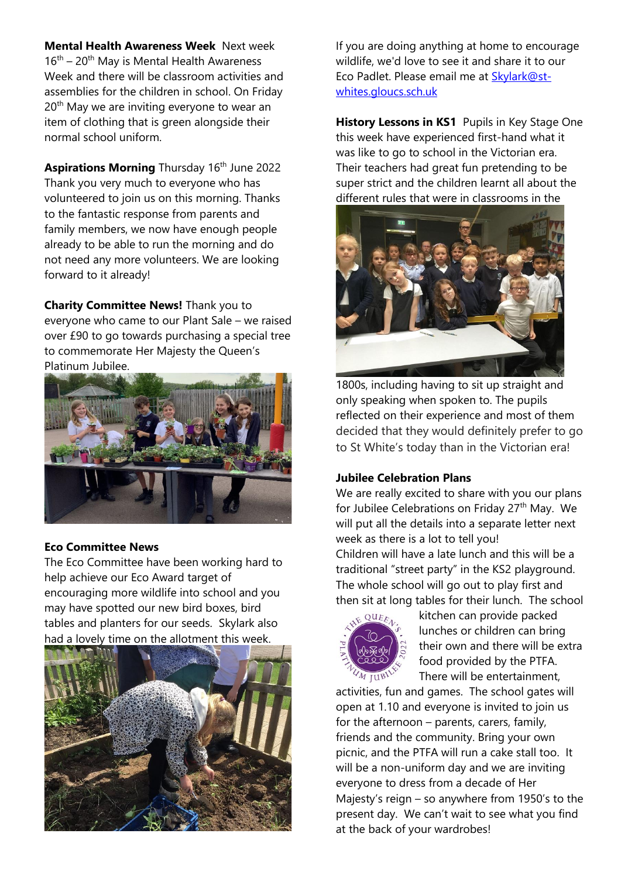**Mental Health Awareness Week** Next week 16th – 20th May is Mental Health Awareness Week and there will be classroom activities and assemblies for the children in school. On Friday 20th May we are inviting everyone to wear an item of clothing that is green alongside their normal school uniform.

**Aspirations Morning** Thursday 16th June 2022 Thank you very much to everyone who has volunteered to join us on this morning. Thanks to the fantastic response from parents and family members, we now have enough people already to be able to run the morning and do not need any more volunteers. We are looking forward to it already!

**Charity Committee News!** Thank you to everyone who came to our Plant Sale – we raised over £90 to go towards purchasing a special tree to commemorate Her Majesty the Queen's Platinum Jubilee.

**Eco Committee News**

The Eco Committee have been working hard to help achieve our Eco Award target of encouraging more wildlife into school and you may have spotted our new bird boxes, bird tables and planters for our seeds. Skylark also had a lovely time on the allotment this week.

If you are doing anything at home to encourage wildlife, we'd love to see it and share it to our Eco Padlet. Please email me at Skylark@st-whites.gloucs.sch.uk

**History Lessons in KS1** Pupils in Key Stage One this week have experienced first-hand what it was like to go to school in the Victorian era. Their teachers had great fun pretending to be super strict and the children learnt all about the different rules that were in classrooms in the 1800s, including having to sit up straight and only speaking when spoken to. The pupils reflected on their experience and most of them decided that they would definitely prefer to go to St White's today than in the Victorian era!

**Jubilee Celebration Plans**

We are really excited to share with you our plans for Jubilee Celebrations on Friday 27th May. We will put all the details into a separate letter next week as there is a lot to tell you!

Children will have a late lunch and this will be a traditional "street party" in the KS2 playground. The whole school will go out to play first and then sit at long tables for their lunch. The school kitchen can provide packed lunches or children can bring their own and there will be extra food provided by the PTFA. There will be entertainment, activities, fun and games. The school gates will open at 1.10 and everyone is invited to join us for the afternoon – parents, carers, family, friends and the community. Bring your own picnic, and the PTFA will run a cake stall too. It will be a non-uniform day and we are inviting everyone to dress from a decade of Her Majesty's reign – so anywhere from 1950's to the present day. We can't wait to see what you find at the back of your wardrobes!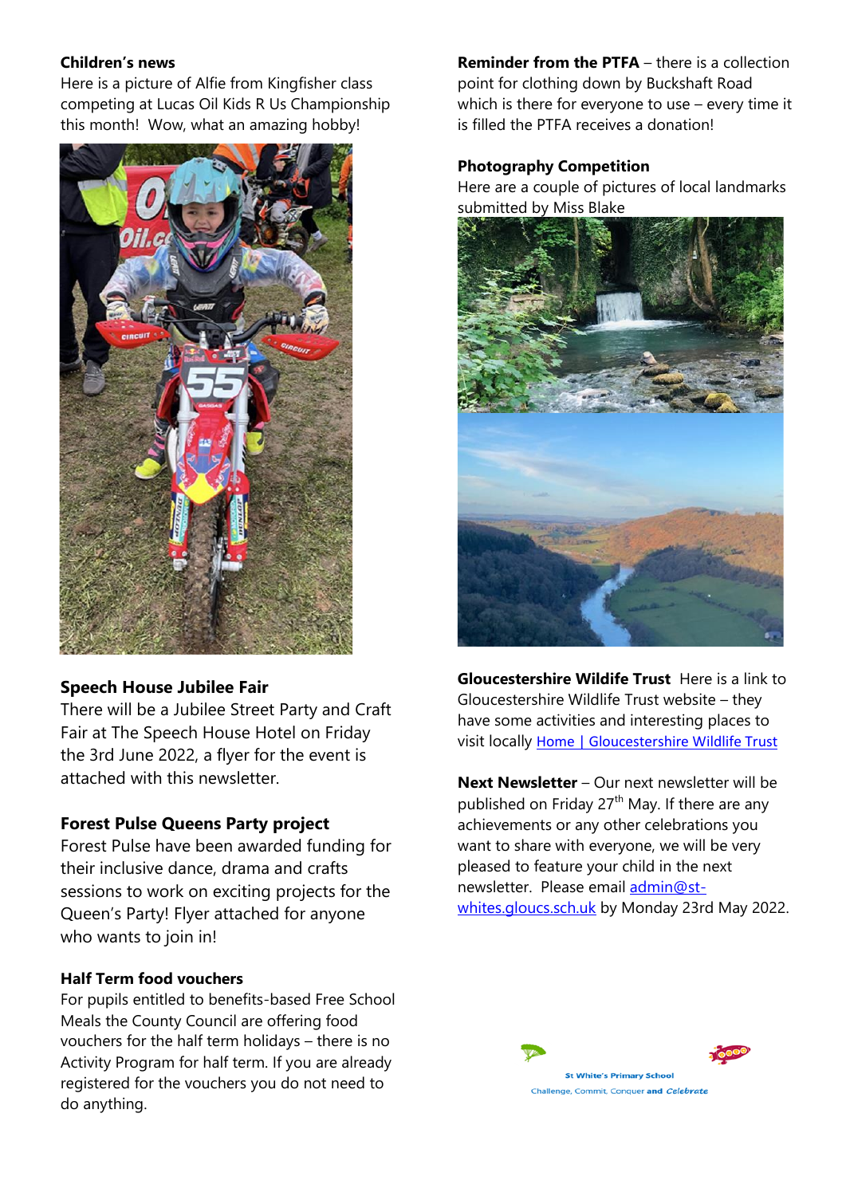**Children's news**

Here is a picture of Alfie from Kingfisher class competing at Lucas Oil Kids R Us Championship this month! Wow, what an amazing hobby!

## Speech House Jubilee Fair

There will be a Jubilee Street Party and Craft Fair at The Speech House Hotel on Friday the 3rd June 2022, a flyer for the event is attached with this newsletter.

## Forest Pulse Queens Party project

Forest Pulse have been awarded funding for their inclusive dance, drama and crafts sessions to work on exciting projects for the Queen's Party! Flyer attached for anyone who wants to join in!

**Half Term food vouchers**

For pupils entitled to benefits-based Free School Meals the County Council are offering food vouchers for the half term holidays – there is no Activity Program for half term. If you are already registered for the vouchers you do not need to do anything.

**Reminder from the PTFA** – there is a collection point for clothing down by Buckshaft Road which is there for everyone to use – every time it is filled the PTFA receives a donation!

**Photography Competition**

Here are a couple of pictures of local landmarks submitted by Miss Blake

**Gloucestershire Wildlife Trust** Here is a link to Gloucestershire Wildlife Trust website – they have some activities and interesting places to visit locally [Home | Gloucestershire Wildlife Trust](Home | Gloucestershire Wildlife Trust)

**Next Newsletter** – Our next newsletter will be published on Friday 27th May. If there are any achievements or any other celebrations you want to share with everyone, we will be very pleased to feature your child in the next newsletter. Please email admin@st-whites.gloucs.sch.uk by Monday 23rd May 2022.

St White's Primary School

Challenge, Commit, Conquer and *Celebrate*